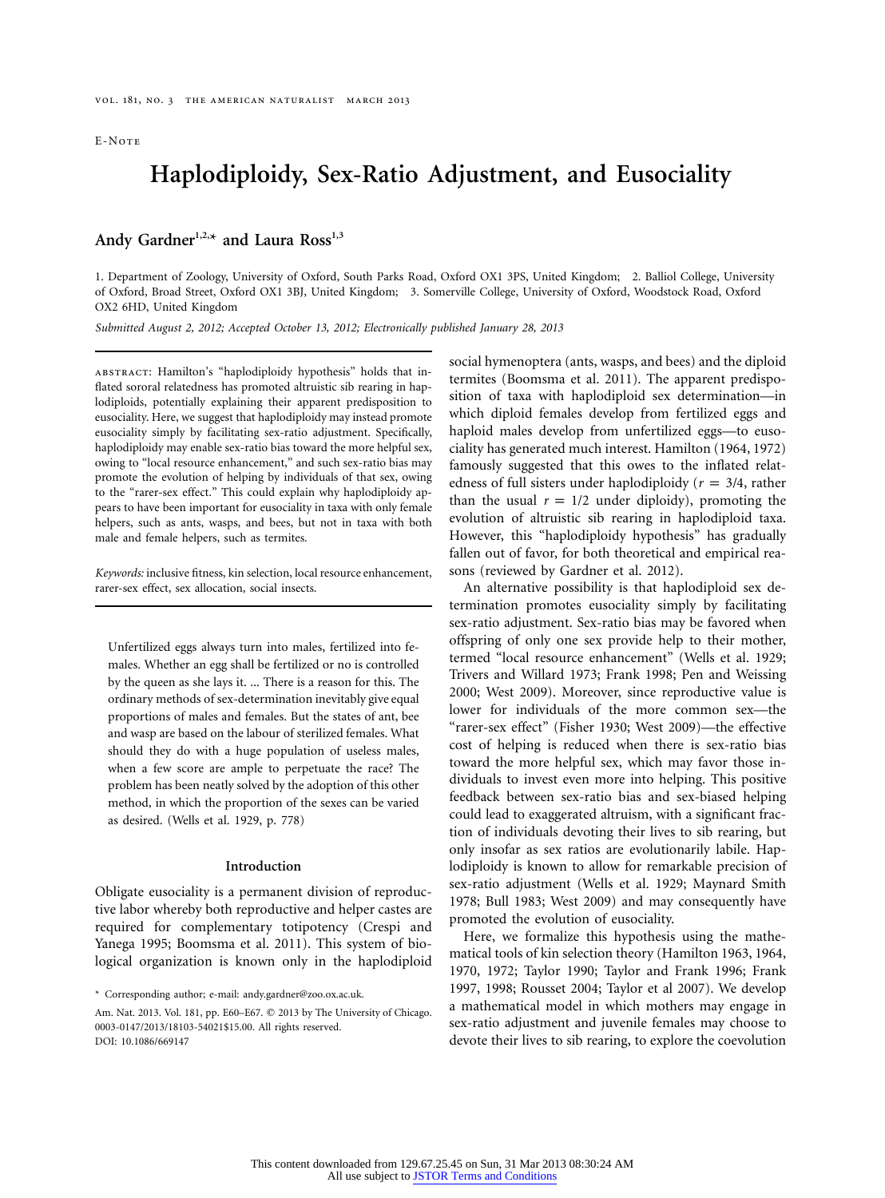E-Note

# Haplodiploidy, Sex-Ratio Adjustment, and Eusociality

**Andy Gardner[1,2,*] and Laura Ross[1,3]**

1. Department of Zoology, University of Oxford, South Parks Road, Oxford OX1 3PS, United Kingdom; 2. Balliol College, University of Oxford, Broad Street, Oxford OX1 3BJ, United Kingdom; 3. Somerville College, University of Oxford, Woodstock Road, Oxford OX2 6HD, United Kingdom

*Submitted August 2, 2012; Accepted October 13, 2012; Electronically published January 28, 2013*

ABSTRACT: Hamilton's "haplodiploidy hypothesis" holds that inflated sororal relatedness has promoted altruistic sib rearing in haplodiploids, potentially explaining their apparent predisposition to eusociality. Here, we suggest that haplodiploidy may instead promote eusociality simply by facilitating sex-ratio adjustment. Specifically, haplodiploidy may enable sex-ratio bias toward the more helpful sex, owing to "local resource enhancement," and such sex-ratio bias may promote the evolution of helping by individuals of that sex, owing to the "rarer-sex effect." This could explain why haplodiploidy appears to have been important for eusociality in taxa with only female helpers, such as ants, wasps, and bees, but not in taxa with both male and female helpers, such as termites.

*Keywords:* inclusive fitness, kin selection, local resource enhancement, rarer-sex effect, sex allocation, social insects.

> Unfertilized eggs always turn into males, fertilized into females. Whether an egg shall be fertilized or no is controlled by the queen as she lays it. ... There is a reason for this. The ordinary methods of sex-determination inevitably give equal proportions of males and females. But the states of ant, bee and wasp are based on the labour of sterilized females. What should they do with a huge population of useless males, when a few score are ample to perpetuate the race? The problem has been neatly solved by the adoption of this other method, in which the proportion of the sexes can be varied as desired. (Wells et al. 1929, p. 778)

## Introduction

Obligate eusociality is a permanent division of reproductive labor whereby both reproductive and helper castes are required for complementary totipotency (Crespi and Yanega 1995; Boomsma et al. 2011). This system of biological organization is known only in the haplodiploid social hymenoptera (ants, wasps, and bees) and the diploid termites (Boomsma et al. 2011). The apparent predisposition of taxa with haplodiploid sex determination—in which diploid females develop from fertilized eggs and haploid males develop from unfertilized eggs—to eusociality has generated much interest. Hamilton (1964, 1972) famously suggested that this owes to the inflated relatedness of full sisters under haplodiploidy ($r = 3/4$, rather than the usual $r = 1/2$ under diploidy), promoting the evolution of altruistic sib rearing in haplodiploid taxa. However, this "haplodiploidy hypothesis" has gradually fallen out of favor, for both theoretical and empirical reasons (reviewed by Gardner et al. 2012).

An alternative possibility is that haplodiploid sex determination promotes eusociality simply by facilitating sex-ratio adjustment. Sex-ratio bias may be favored when offspring of only one sex provide help to their mother, termed "local resource enhancement" (Wells et al. 1929; Trivers and Willard 1973; Frank 1998; Pen and Weissing 2000; West 2009). Moreover, since reproductive value is lower for individuals of the more common sex—the "rarer-sex effect" (Fisher 1930; West 2009)—the effective cost of helping is reduced when there is sex-ratio bias toward the more helpful sex, which may favor those individuals to invest even more into helping. This positive feedback between sex-ratio bias and sex-biased helping could lead to exaggerated altruism, with a significant fraction of individuals devoting their lives to sib rearing, but only insofar as sex ratios are evolutionarily labile. Haplodiploidy is known to allow for remarkable precision of sex-ratio adjustment (Wells et al. 1929; Maynard Smith 1978; Bull 1983; West 2009) and may consequently have promoted the evolution of eusociality.

Here, we formalize this hypothesis using the mathematical tools of kin selection theory (Hamilton 1963, 1964, 1970, 1972; Taylor 1990; Taylor and Frank 1996; Frank 1997, 1998; Rousset 2004; Taylor et al 2007). We develop a mathematical model in which mothers may engage in sex-ratio adjustment and juvenile females may choose to devote their lives to sib rearing, to explore the coevolution

\* Corresponding author; e-mail: andy.gardner@zoo.ox.ac.uk.

Am. Nat. 2013. Vol. 181, pp. E60–E67. © 2013 by The University of Chicago. 0003-0147/2013/18103-54021$15.00. All rights reserved.
DOI: 10.1086/669147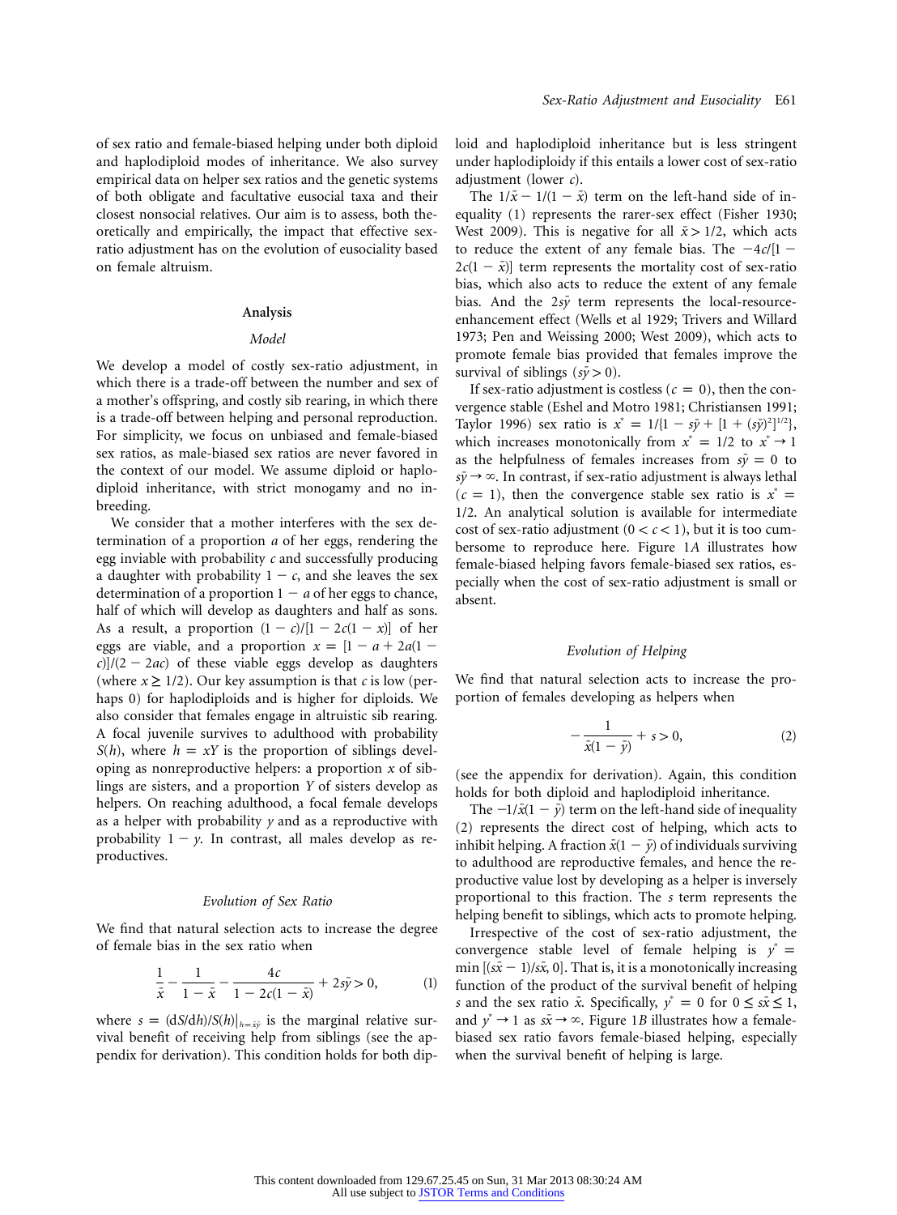of sex ratio and female-biased helping under both diploid and haplodiploid modes of inheritance. We also survey empirical data on helper sex ratios and the genetic systems of both obligate and facultative eusocial taxa and their closest nonsocial relatives. Our aim is to assess, both theoretically and empirically, the impact that effective sex-ratio adjustment has on the evolution of eusociality based on female altruism.

## Analysis

### *Model*

We develop a model of costly sex-ratio adjustment, in which there is a trade-off between the number and sex of a mother's offspring, and costly sib rearing, in which there is a trade-off between helping and personal reproduction. For simplicity, we focus on unbiased and female-biased sex ratios, as male-biased sex ratios are never favored in the context of our model. We assume diploid or haplodiploid inheritance, with strict monogamy and no inbreeding.

We consider that a mother interferes with the sex determination of a proportion $a$ of her eggs, rendering the egg inviable with probability $c$ and successfully producing a daughter with probability $1 - c$, and she leaves the sex determination of a proportion $1 - a$ of her eggs to chance, half of which will develop as daughters and half as sons. As a result, a proportion $(1 - c)/[1 - 2c(1 - x)]$ of her eggs are viable, and a proportion $x = [1 - a + 2a(1 - c)]/(2 - 2ac)$ of these viable eggs develop as daughters (where $x \geq 1/2$). Our key assumption is that $c$ is low (perhaps 0) for haplodiploids and is higher for diploids. We also consider that females engage in altruistic sib rearing. A focal juvenile survives to adulthood with probability $S(h)$, where $h = xY$ is the proportion of siblings developing as nonreproductive helpers: a proportion $x$ of siblings are sisters, and a proportion $Y$ of sisters develop as helpers. On reaching adulthood, a focal female develops as a helper with probability $y$ and as a reproductive with probability $1 - y$. In contrast, all males develop as reproductives.

### *Evolution of Sex Ratio*

We find that natural selection acts to increase the degree of female bias in the sex ratio when

$$\frac{1}{\bar{x}} - \frac{1}{1 - \bar{x}} - \frac{4c}{1 - 2c(1 - \bar{x})} + 2s\bar{y} > 0, \tag{1}$$

where $s = (\mathrm{d}S/\mathrm{d}h)/S(h)|_{h=\bar{x}\bar{y}}$ is the marginal relative survival benefit of receiving help from siblings (see the appendix for derivation). This condition holds for both diploid and haplodiploid inheritance but is less stringent under haplodiploidy if this entails a lower cost of sex-ratio adjustment (lower $c$).

The $1/\bar{x} - 1/(1 - \bar{x})$ term on the left-hand side of inequality (1) represents the rarer-sex effect (Fisher 1930; West 2009). This is negative for all $\bar{x} > 1/2$, which acts to reduce the extent of any female bias. The $-4c/[1 - 2c(1 - \bar{x})]$ term represents the mortality cost of sex-ratio bias, which also acts to reduce the extent of any female bias. And the $2s\bar{y}$ term represents the local-resource-enhancement effect (Wells et al 1929; Trivers and Willard 1973; Pen and Weissing 2000; West 2009), which acts to promote female bias provided that females improve the survival of siblings ($s\bar{y} > 0$).

If sex-ratio adjustment is costless ($c = 0$), then the convergence stable (Eshel and Motro 1981; Christiansen 1991; Taylor 1996) sex ratio is $x^* = 1/\{1 - s\bar{y} + [1 + (s\bar{y})^2]^{1/2}\}$, which increases monotonically from $x^* = 1/2$ to $x^* \to 1$ as the helpfulness of females increases from $s\bar{y} = 0$ to $s\bar{y} \to \infty$. In contrast, if sex-ratio adjustment is always lethal ($c = 1$), then the convergence stable sex ratio is $x^* = 1/2$. An analytical solution is available for intermediate cost of sex-ratio adjustment ($0 < c < 1$), but it is too cumbersome to reproduce here. Figure 1*A* illustrates how female-biased helping favors female-biased sex ratios, especially when the cost of sex-ratio adjustment is small or absent.

### *Evolution of Helping*

We find that natural selection acts to increase the proportion of females developing as helpers when

$$-\frac{1}{\bar{x}(1 - \bar{y})} + s > 0, \tag{2}$$

(see the appendix for derivation). Again, this condition holds for both diploid and haplodiploid inheritance.

The $-1/\bar{x}(1 - \bar{y})$ term on the left-hand side of inequality (2) represents the direct cost of helping, which acts to inhibit helping. A fraction $\bar{x}(1 - \bar{y})$ of individuals surviving to adulthood are reproductive females, and hence the reproductive value lost by developing as a helper is inversely proportional to this fraction. The $s$ term represents the helping benefit to siblings, which acts to promote helping.

Irrespective of the cost of sex-ratio adjustment, the convergence stable level of female helping is $y^* = \min[(s\bar{x} - 1)/s\bar{x}, 0]$. That is, it is a monotonically increasing function of the product of the survival benefit of helping $s$ and the sex ratio $\bar{x}$. Specifically, $y^* = 0$ for $0 \leq s\bar{x} \leq 1$, and $y^* \to 1$ as $s\bar{x} \to \infty$. Figure 1*B* illustrates how a female-biased sex ratio favors female-biased helping, especially when the survival benefit of helping is large.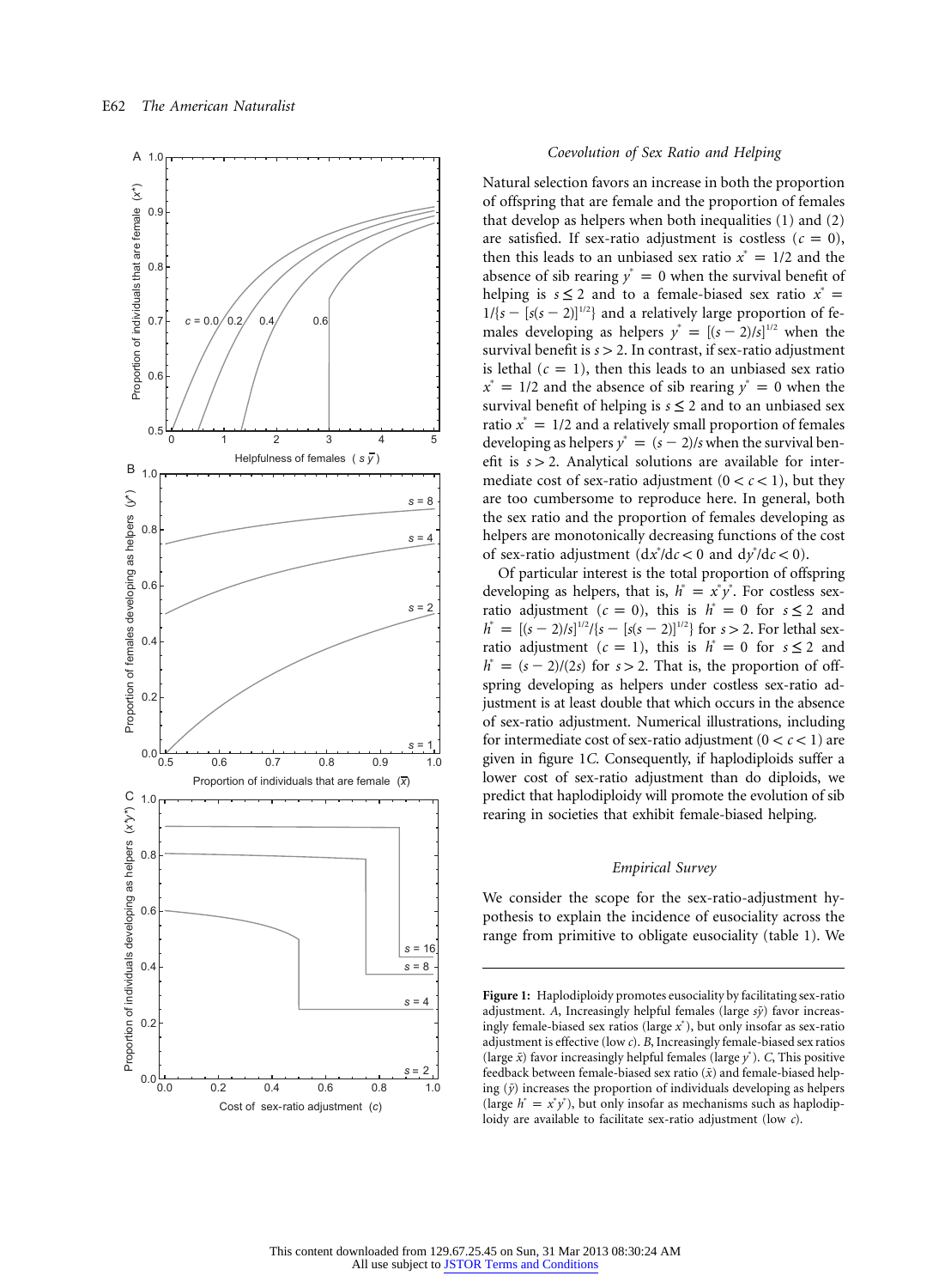A

Proportion of individuals that are female ($x^*$)

1.0
0.9
0.8
0.7
0.6
0.5

$c$ = 0.0 0.2 0.4 0.6

0 1 2 3 4 5

Helpfulness of females ($s\bar{y}$)

B

Proportion of females developing as helpers ($y^*$)

1.0
0.8
0.6
0.4
0.2
0.0

$s$ = 8
$s$ = 4
$s$ = 2
$s$ = 1

0.5 0.6 0.7 0.8 0.9 1.0

Proportion of individuals that are female ($\bar{x}$)

C

Proportion of individuals developing as helpers ($x^*y^*$)

1.0
0.8
0.6
0.4
0.2
0.0

$s$ = 16
$s$ = 8
$s$ = 4
$s$ = 2

0.0 0.2 0.4 0.6 0.8 1.0

Cost of sex-ratio adjustment ($c$)

**Figure 1:** Haplodiploidy promotes eusociality by facilitating sex-ratio adjustment. *A*, Increasingly helpful females (large $s\bar{y}$) favor increasingly female-biased sex ratios (large $x^*$), but only insofar as sex-ratio adjustment is effective (low $c$). *B*, Increasingly female-biased sex ratios (large $\bar{x}$) favor increasingly helpful females (large $y^*$). *C*, This positive feedback between female-biased sex ratio ($\bar{x}$) and female-biased helping ($\bar{y}$) increases the proportion of individuals developing as helpers (large $h^* = x^*y^*$), but only insofar as mechanisms such as haplodiploidy are available to facilitate sex-ratio adjustment (low $c$).

### *Coevolution of Sex Ratio and Helping*

Natural selection favors an increase in both the proportion of offspring that are female and the proportion of females that develop as helpers when both inequalities (1) and (2) are satisfied. If sex-ratio adjustment is costless ($c = 0$), then this leads to an unbiased sex ratio $x^* = 1/2$ and the absence of sib rearing $y^* = 0$ when the survival benefit of helping is $s \leq 2$ and to a female-biased sex ratio $x^* = 1/\{s - [s(s-2)]^{1/2}\}$ and a relatively large proportion of females developing as helpers $y^* = [(s-2)/s]^{1/2}$ when the survival benefit is $s > 2$. In contrast, if sex-ratio adjustment is lethal ($c = 1$), then this leads to an unbiased sex ratio $x^* = 1/2$ and the absence of sib rearing $y^* = 0$ when the survival benefit of helping is $s \leq 2$ and to an unbiased sex ratio $x^* = 1/2$ and a relatively small proportion of females developing as helpers $y^* = (s-2)/s$ when the survival benefit is $s > 2$. Analytical solutions are available for intermediate cost of sex-ratio adjustment ($0 < c < 1$), but they are too cumbersome to reproduce here. In general, both the sex ratio and the proportion of females developing as helpers are monotonically decreasing functions of the cost of sex-ratio adjustment ($dx^*/dc < 0$ and $dy^*/dc < 0$).

Of particular interest is the total proportion of offspring developing as helpers, that is, $h^* = x^*y^*$. For costless sex-ratio adjustment ($c = 0$), this is $h^* = 0$ for $s \leq 2$ and $h^* = [(s-2)/s]^{1/2}/\{s - [s(s-2)]^{1/2}\}$ for $s > 2$. For lethal sex-ratio adjustment ($c = 1$), this is $h^* = 0$ for $s \leq 2$ and $h^* = (s-2)/(2s)$ for $s > 2$. That is, the proportion of offspring developing as helpers under costless sex-ratio adjustment is at least double that which occurs in the absence of sex-ratio adjustment. Numerical illustrations, including for intermediate cost of sex-ratio adjustment ($0 < c < 1$) are given in figure 1*C*. Consequently, if haplodiploids suffer a lower cost of sex-ratio adjustment than do diploids, we predict that haplodiploidy will promote the evolution of sib rearing in societies that exhibit female-biased helping.

## *Empirical Survey*

We consider the scope for the sex-ratio-adjustment hypothesis to explain the incidence of eusociality across the range from primitive to obligate eusociality (table 1). We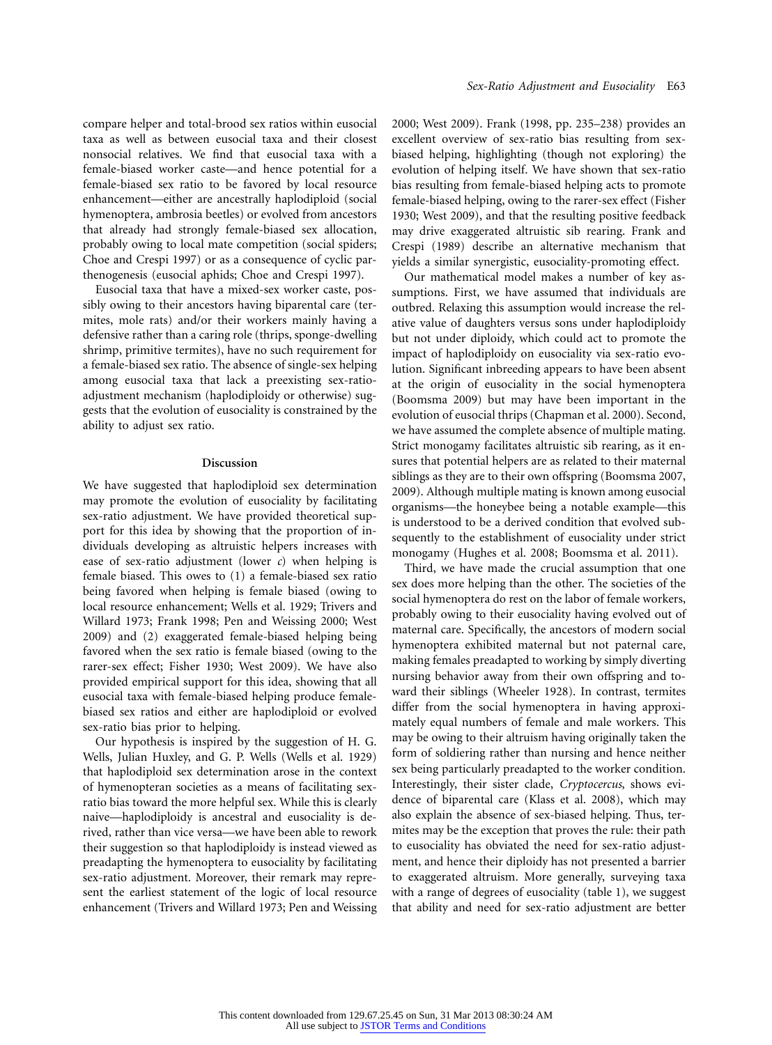compare helper and total-brood sex ratios within eusocial taxa as well as between eusocial taxa and their closest nonsocial relatives. We find that eusocial taxa with a female-biased worker caste—and hence potential for a female-biased sex ratio to be favored by local resource enhancement—either are ancestrally haplodiploid (social hymenoptera, ambrosia beetles) or evolved from ancestors that already had strongly female-biased sex allocation, probably owing to local mate competition (social spiders; Choe and Crespi 1997) or as a consequence of cyclic parthenogenesis (eusocial aphids; Choe and Crespi 1997).

Eusocial taxa that have a mixed-sex worker caste, possibly owing to their ancestors having biparental care (termites, mole rats) and/or their workers mainly having a defensive rather than a caring role (thrips, sponge-dwelling shrimp, primitive termites), have no such requirement for a female-biased sex ratio. The absence of single-sex helping among eusocial taxa that lack a preexisting sex-ratio-adjustment mechanism (haplodiploidy or otherwise) suggests that the evolution of eusociality is constrained by the ability to adjust sex ratio.

## Discussion

We have suggested that haplodiploid sex determination may promote the evolution of eusociality by facilitating sex-ratio adjustment. We have provided theoretical support for this idea by showing that the proportion of individuals developing as altruistic helpers increases with ease of sex-ratio adjustment (lower $c$) when helping is female biased. This owes to (1) a female-biased sex ratio being favored when helping is female biased (owing to local resource enhancement; Wells et al. 1929; Trivers and Willard 1973; Frank 1998; Pen and Weissing 2000; West 2009) and (2) exaggerated female-biased helping being favored when the sex ratio is female biased (owing to the rarer-sex effect; Fisher 1930; West 2009). We have also provided empirical support for this idea, showing that all eusocial taxa with female-biased helping produce female-biased sex ratios and either are haplodiploid or evolved sex-ratio bias prior to helping.

Our hypothesis is inspired by the suggestion of H. G. Wells, Julian Huxley, and G. P. Wells (Wells et al. 1929) that haplodiploid sex determination arose in the context of hymenopteran societies as a means of facilitating sex-ratio bias toward the more helpful sex. While this is clearly naive—haplodiploidy is ancestral and eusociality is derived, rather than vice versa—we have been able to rework their suggestion so that haplodiploidy is instead viewed as preadapting the hymenoptera to eusociality by facilitating sex-ratio adjustment. Moreover, their remark may represent the earliest statement of the logic of local resource enhancement (Trivers and Willard 1973; Pen and Weissing 2000; West 2009). Frank (1998, pp. 235–238) provides an excellent overview of sex-ratio bias resulting from sex-biased helping, highlighting (though not exploring) the evolution of helping itself. We have shown that sex-ratio bias resulting from female-biased helping acts to promote female-biased helping, owing to the rarer-sex effect (Fisher 1930; West 2009), and that the resulting positive feedback may drive exaggerated altruistic sib rearing. Frank and Crespi (1989) describe an alternative mechanism that yields a similar synergistic, eusociality-promoting effect.

Our mathematical model makes a number of key assumptions. First, we have assumed that individuals are outbred. Relaxing this assumption would increase the relative value of daughters versus sons under haplodiploidy but not under diploidy, which could act to promote the impact of haplodiploidy on eusociality via sex-ratio evolution. Significant inbreeding appears to have been absent at the origin of eusociality in the social hymenoptera (Boomsma 2009) but may have been important in the evolution of eusocial thrips (Chapman et al. 2000). Second, we have assumed the complete absence of multiple mating. Strict monogamy facilitates altruistic sib rearing, as it ensures that potential helpers are as related to their maternal siblings as they are to their own offspring (Boomsma 2007, 2009). Although multiple mating is known among eusocial organisms—the honeybee being a notable example—this is understood to be a derived condition that evolved subsequently to the establishment of eusociality under strict monogamy (Hughes et al. 2008; Boomsma et al. 2011).

Third, we have made the crucial assumption that one sex does more helping than the other. The societies of the social hymenoptera do rest on the labor of female workers, probably owing to their eusociality having evolved out of maternal care. Specifically, the ancestors of modern social hymenoptera exhibited maternal but not paternal care, making females preadapted to working by simply diverting nursing behavior away from their own offspring and toward their siblings (Wheeler 1928). In contrast, termites differ from the social hymenoptera in having approximately equal numbers of female and male workers. This may be owing to their altruism having originally taken the form of soldiering rather than nursing and hence neither sex being particularly preadapted to the worker condition. Interestingly, their sister clade, *Cryptocercus*, shows evidence of biparental care (Klass et al. 2008), which may also explain the absence of sex-biased helping. Thus, termites may be the exception that proves the rule: their path to eusociality has obviated the need for sex-ratio adjustment, and hence their diploidy has not presented a barrier to exaggerated altruism. More generally, surveying taxa with a range of degrees of eusociality (table 1), we suggest that ability and need for sex-ratio adjustment are better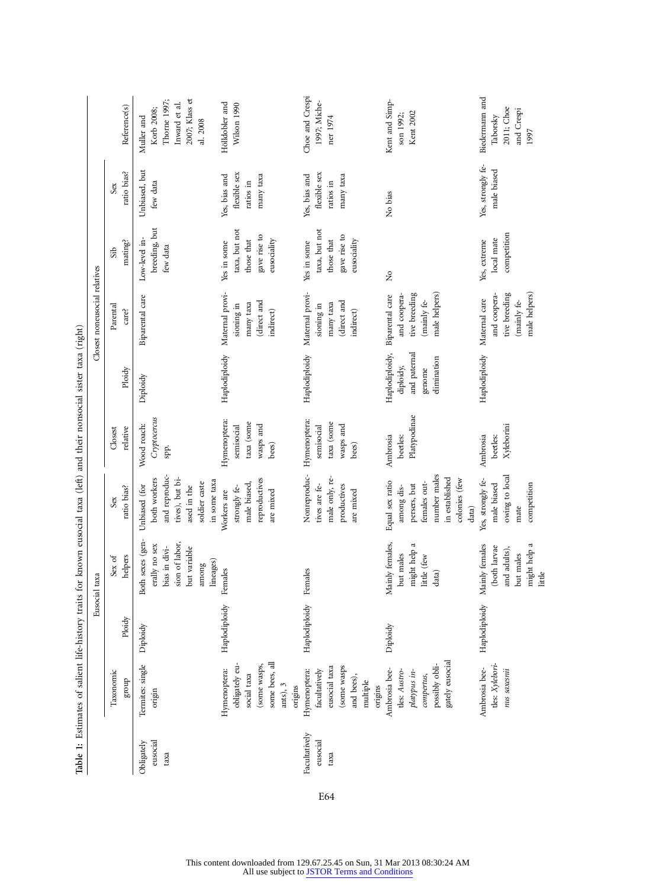**Table 1:** Estimates of salient life-history traits for known eusocial taxa (left) and their nonsocial sister taxa (right)

| | Eusocial taxa | | | | Closest nonsocial relatives | | | | | |
|---|---|---|---|---|---|---|---|---|---|---|
| | Taxonomic group | Ploidy | Sex of helpers | Sex ratio bias? | Closest relative | Ploidy | Parental care? | Sib mating? | Sex ratio bias? | Reference(s) |
| Obligately eusocial taxa | Termites: single origin | Diploidy | Both sexes (generally no sex bias in division of labor, but variable among lineages) | Unbiased (for both workers and reproductives), but biased in the soldier caste in some taxa | Wood roach: *Cryptocercus* spp. | Diploidy | Biparental care | Low-level inbreeding, but few data | Unbiased, but few data | Muller and Korb 2008; Thorne 1997; Inward et al. 2007; Klass et al. 2008 |
| | Hymenoptera: obligately eusocial taxa (some wasps, some bees, all ants), 3 origins | Haplodiploidy | Females | Workers are strongly female biased, reproductives are mixed | Hymenoptera: semisocial taxa (some wasps and bees) | Haplodiploidy | Maternal provisioning in many taxa (direct and indirect) | Yes in some taxa, but not those that gave rise to eusociality | Yes, bias and flexible sex ratios in many taxa | Hölldobler and Wilson 1990 |
| Facultatively eusocial taxa | Hymenoptera: facultatively eusocial taxa (some wasps and bees), multiple origins | Haplodiploidy | Females | Nonreproductives are female only, reproductives are mixed | Hymenoptera: semisocial taxa (some wasps and bees) | Haplodiploidy | Maternal provisioning in many taxa (direct and indirect) | Yes in some taxa, but not those that gave rise to eusociality | Yes, bias and flexible sex ratios in many taxa | Choe and Crespi 1997; Michener 1974 |
| | Ambrosia beetles: *Austroplatypus incompertus*, possibly obligately eusocial | Diploidy | Mainly females, but males might help a little (few data) | Equal sex ratio among dispersers, but females outnumber males in established colonies (few data) | Ambrosia beetles: Platypodinae | Haplodiploidy, diploidy, and paternal genome elimination | Biparental care and cooperative breeding (mainly female helpers) | No | No bias | Kent and Simpson 1992; Kent 2002 |
| | Ambrosia beetles: *Xyleborinus saxesnii* | Haplodiploidy | Mainly females (both larvae and adults), but males might help a little | Yes, strongly female biased owing to local mate competition | Ambrosia beetles: Xyleborini | Haplodiploidy | Maternal care and cooperative breeding (mainly female helpers) | Yes, extreme local mate competition | Yes, strongly female biased | Biedermann and Taborsky 2011; Choe and Crespi 1997 |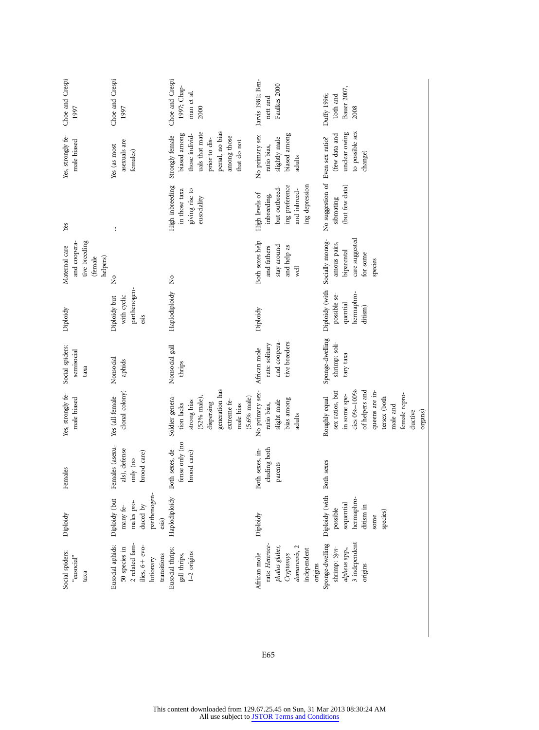| | | | | | | | | | |
|---|---|---|---|---|---|---|---|---|---|
| Social spiders: "eusocial" taxa | Diploidy | Females | Yes, strongly female biased | Social spiders: semisocial taxa | Diploidy | Maternal care and cooperative breeding (female helpers) | Yes | Yes, strongly female biased | Choe and Crespi 1997 |
| Eusocial aphids: 50 species in 2 related families, 6+ evolutionary transitions | Diploidy (but many females produced by parthenogenesis) | Females (asexuals), defense only (no brood care) | Yes (all-female clonal colony) | Nonsocial aphids | Diploidy but with cyclic parthenogenesis | No | ... | Yes (as most asexuals are females) | Choe and Crespi 1997 |
| Eusocial thrips: gall thrips, 1–2 origins | Haplodiploidy | Both sexes, defense only (no brood care) | Soldier generation lacks strong bias (52% male), dispersing generation has extreme female bias (5.6% male) | Nonsocial gall thrips | Haplodiploidy | No | High inbreeding in those taxa giving rise to eusociality | Strongly female biased among those individuals that mate prior to dispersal, no bias among those that do not | Choe and Crespi 1997; Chapman et al. 2000 |
| African mole rats: *Heterocephalus glaber*, *Cryptomys damarensis*, 2 independent origins | Diploidy | Both sexes, including both parents | No primary sex-ratio bias, slight male bias among adults | African mole rats: solitary and cooperative breeders | Diploidy | Both sexes help and fathers stay around and help as well | High levels of inbreeding, but outbreeding preference and inbreeding depression | No primary sex ratio bias, slightly male biased among adults | Jarvis 1981; Bennett and Faulkes 2000 |
| Sponge-dwelling shrimp: *Synalpheus* spp., 3 independent origins | Diploidy (with possible sequential hermaphroditism in some species) | Both sexes | Roughly equal sex ratios, but in some species 0%–100% of helpers and queens are intersex (both male and female reproductive organs) | Sponge-dwelling shrimp: solitary taxa | Diploidy (with possible sequential hermaphroditism) | Socially monogamous pairs, biparental care suggested for some species | No suggestion of sibmating (but few data) | Even sex ratio? (few data and unclear owing to possible sex change) | Duffy 1996; Toth and Bauer 2007, 2008 |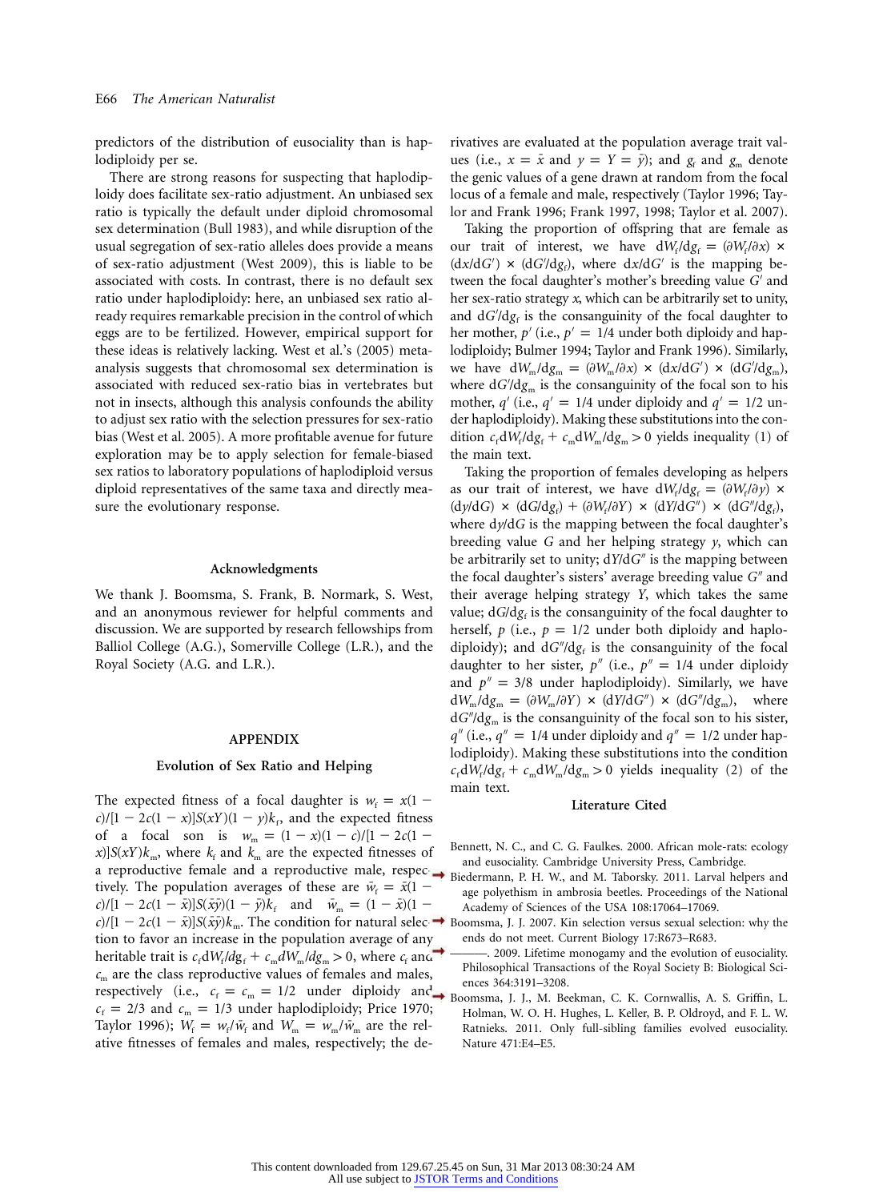predictors of the distribution of eusociality than is haplodiploidy per se.

There are strong reasons for suspecting that haplodiploidy does facilitate sex-ratio adjustment. An unbiased sex ratio is typically the default under diploid chromosomal sex determination (Bull 1983), and while disruption of the usual segregation of sex-ratio alleles does provide a means of sex-ratio adjustment (West 2009), this is liable to be associated with costs. In contrast, there is no default sex ratio under haplodiploidy: here, an unbiased sex ratio already requires remarkable precision in the control of which eggs are to be fertilized. However, empirical support for these ideas is relatively lacking. West et al.'s (2005) meta-analysis suggests that chromosomal sex determination is associated with reduced sex-ratio bias in vertebrates but not in insects, although this analysis confounds the ability to adjust sex ratio with the selection pressures for sex-ratio bias (West et al. 2005). A more profitable avenue for future exploration may be to apply selection for female-biased sex ratios to laboratory populations of haplodiploid versus diploid representatives of the same taxa and directly measure the evolutionary response.

## Acknowledgments

We thank J. Boomsma, S. Frank, B. Normark, S. West, and an anonymous reviewer for helpful comments and discussion. We are supported by research fellowships from Balliol College (A.G.), Somerville College (L.R.), and the Royal Society (A.G. and L.R.).

## APPENDIX

### Evolution of Sex Ratio and Helping

The expected fitness of a focal daughter is $w_f = x(1 - c)/[1 - 2c(1 - x)]S(xY)(1 - y)k_f$, and the expected fitness of a focal son is $w_m = (1 - x)(1 - c)/[1 - 2c(1 - x)]S(xY)k_m$, where $k_f$ and $k_m$ are the expected fitnesses of a reproductive female and a reproductive male, respectively. The population averages of these are $\bar{w}_f = \bar{x}(1 - c)/[1 - 2c(1 - \bar{x})]S(\bar{x}\bar{y})(1 - \bar{y})k_f$ and $\bar{w}_m = (1 - \bar{x})(1 - c)/[1 - 2c(1 - \bar{x})]S(\bar{x}\bar{y})k_m$. The condition for natural selection to favor an increase in the population average of any heritable trait is $c_f dW_f/dg_f + c_m dW_m/dg_m > 0$, where $c_f$ and $c_m$ are the class reproductive values of females and males, respectively (i.e., $c_f = c_m = 1/2$ under diploidy and $c_f = 2/3$ and $c_m = 1/3$ under haplodiploidy; Price 1970; Taylor 1996); $W_f = w_f/\bar{w}_f$ and $W_m = w_m/\bar{w}_m$ are the relative fitnesses of females and males, respectively; the derivatives are evaluated at the population average trait values (i.e., $x = \bar{x}$ and $y = Y = \bar{y}$); and $g_f$ and $g_m$ denote the genic values of a gene drawn at random from the focal locus of a female and male, respectively (Taylor 1996; Taylor and Frank 1996; Frank 1997, 1998; Taylor et al. 2007).

Taking the proportion of offspring that are female as our trait of interest, we have $dW_f/dg_f = (\partial W_f/\partial x) \times (dx/dG') \times (dG'/dg_f)$, where $dx/dG'$ is the mapping between the focal daughter's mother's breeding value $G'$ and her sex-ratio strategy $x$, which can be arbitrarily set to unity, and $dG'/dg_f$ is the consanguinity of the focal daughter to her mother, $p'$ (i.e., $p' = 1/4$ under both diploidy and haplodiploidy; Bulmer 1994; Taylor and Frank 1996). Similarly, we have $dW_m/dg_m = (\partial W_m/\partial x) \times (dx/dG') \times (dG'/dg_m)$, where $dG'/dg_m$ is the consanguinity of the focal son to his mother, $q'$ (i.e., $q' = 1/4$ under diploidy and $q' = 1/2$ under haplodiploidy). Making these substitutions into the condition $c_f dW_f/dg_f + c_m dW_m/dg_m > 0$ yields inequality (1) of the main text.

Taking the proportion of females developing as helpers as our trait of interest, we have $dW_f/dg_f = (\partial W_f/\partial y) \times (dy/dG) \times (dG/dg_f) + (\partial W_f/\partial Y) \times (dY/dG'') \times (dG''/dg_f)$, where $dy/dG$ is the mapping between the focal daughter's breeding value $G$ and her helping strategy $y$, which can be arbitrarily set to unity; $dY/dG''$ is the mapping between the focal daughter's sisters' average breeding value $G''$ and their average helping strategy $Y$, which takes the same value; $dG/dg_f$ is the consanguinity of the focal daughter to herself, $p$ (i.e., $p = 1/2$ under both diploidy and haplodiploidy); and $dG''/dg_f$ is the consanguinity of the focal daughter to her sister, $p''$ (i.e., $p'' = 1/4$ under diploidy and $p'' = 3/8$ under haplodiploidy). Similarly, we have $dW_m/dg_m = (\partial W_m/\partial Y) \times (dY/dG'') \times (dG''/dg_m)$, where $dG''/dg_m$ is the consanguinity of the focal son to his sister, $q''$ (i.e., $q'' = 1/4$ under diploidy and $q'' = 1/2$ under haplodiploidy). Making these substitutions into the condition $c_f dW_f/dg_f + c_m dW_m/dg_m > 0$ yields inequality (2) of the main text.

## Literature Cited

Bennett, N. C., and C. G. Faulkes. 2000. African mole-rats: ecology and eusociality. Cambridge University Press, Cambridge.

Biedermann, P. H. W., and M. Taborsky. 2011. Larval helpers and age polyethism in ambrosia beetles. Proceedings of the National Academy of Sciences of the USA 108:17064–17069.

Boomsma, J. J. 2007. Kin selection versus sexual selection: why the ends do not meet. Current Biology 17:R673–R683.

———. 2009. Lifetime monogamy and the evolution of eusociality. Philosophical Transactions of the Royal Society B: Biological Sciences 364:3191–3208.

Boomsma, J. J., M. Beekman, C. K. Cornwallis, A. S. Griffin, L. Holman, W. O. H. Hughes, L. Keller, B. P. Oldroyd, and F. L. W. Ratnieks. 2011. Only full-sibling families evolved eusociality. Nature 471:E4–E5.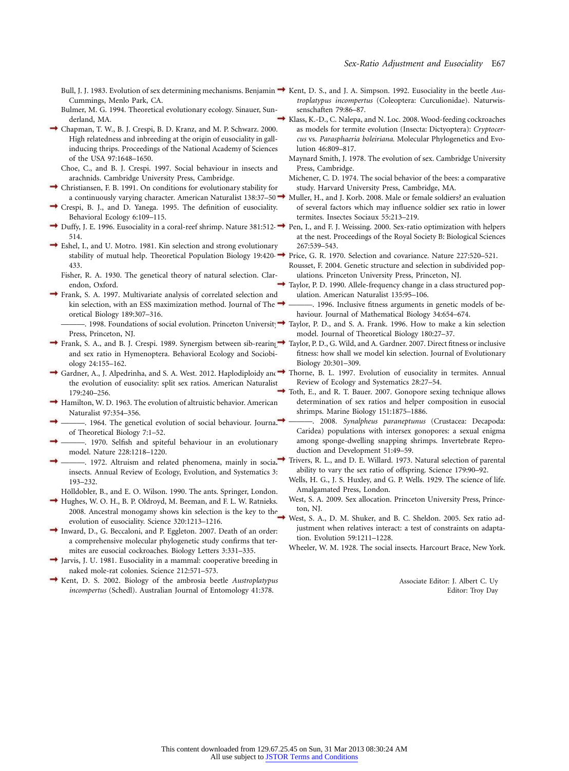Bull, J. J. 1983. Evolution of sex determining mechanisms. Benjamin Cummings, Menlo Park, CA.

Bulmer, M. G. 1994. Theoretical evolutionary ecology. Sinauer, Sunderland, MA.

Chapman, T. W., B. J. Crespi, B. D. Kranz, and M. P. Schwarz. 2000. High relatedness and inbreeding at the origin of eusociality in gall-inducing thrips. Proceedings of the National Academy of Sciences of the USA 97:1648–1650.

Choe, C., and B. J. Crespi. 1997. Social behaviour in insects and arachnids. Cambridge University Press, Cambridge.

Christiansen, F. B. 1991. On conditions for evolutionary stability for a continuously varying character. American Naturalist 138:37–50.

Crespi, B. J., and D. Yanega. 1995. The definition of eusociality. Behavioral Ecology 6:109–115.

Duffy, J. E. 1996. Eusociality in a coral-reef shrimp. Nature 381:512–514.

Eshel, I., and U. Motro. 1981. Kin selection and strong evolutionary stability of mutual help. Theoretical Population Biology 19:420–433.

Fisher, R. A. 1930. The genetical theory of natural selection. Clarendon, Oxford.

Frank, S. A. 1997. Multivariate analysis of correlated selection and kin selection, with an ESS maximization method. Journal of Theoretical Biology 189:307–316.

———. 1998. Foundations of social evolution. Princeton University Press, Princeton, NJ.

Frank, S. A., and B. J. Crespi. 1989. Synergism between sib-rearing and sex ratio in Hymenoptera. Behavioral Ecology and Sociobiology 24:155–162.

Gardner, A., J. Alpedrinha, and S. A. West. 2012. Haplodiploidy and the evolution of eusociality: split sex ratios. American Naturalist 179:240–256.

Hamilton, W. D. 1963. The evolution of altruistic behavior. American Naturalist 97:354–356.

———. 1964. The genetical evolution of social behaviour. Journal of Theoretical Biology 7:1–52.

———. 1970. Selfish and spiteful behaviour in an evolutionary model. Nature 228:1218–1220.

———. 1972. Altruism and related phenomena, mainly in social insects. Annual Review of Ecology, Evolution, and Systematics 3:193–232.

Hölldobler, B., and E. O. Wilson. 1990. The ants. Springer, London.

Hughes, W. O. H., B. P. Oldroyd, M. Beeman, and F. L. W. Ratnieks. 2008. Ancestral monogamy shows kin selection is the key to the evolution of eusociality. Science 320:1213–1216.

Inward, D., G. Beccaloni, and P. Eggleton. 2007. Death of an order: a comprehensive molecular phylogenetic study confirms that termites are eusocial cockroaches. Biology Letters 3:331–335.

Jarvis, J. U. 1981. Eusociality in a mammal: cooperative breeding in naked mole-rat colonies. Science 212:571–573.

Kent, D. S. 2002. Biology of the ambrosia beetle *Austroplatypus incompertus* (Schedl). Australian Journal of Entomology 41:378.

Kent, D. S., and J. A. Simpson. 1992. Eusociality in the beetle *Austroplatypus incompertus* (Coleoptera: Curculionidae). Naturwissenschaften 79:86–87.

Klass, K.-D., C. Nalepa, and N. Loc. 2008. Wood-feeding cockroaches as models for termite evolution (Insecta: Dictyoptera): *Cryptocercus* vs. *Parasphaeria boleiriana*. Molecular Phylogenetics and Evolution 46:809–817.

Maynard Smith, J. 1978. The evolution of sex. Cambridge University Press, Cambridge.

Michener, C. D. 1974. The social behavior of the bees: a comparative study. Harvard University Press, Cambridge, MA.

Muller, H., and J. Korb. 2008. Male or female soldiers? an evaluation of several factors which may influence soldier sex ratio in lower termites. Insectes Sociaux 55:213–219.

Pen, I., and F. J. Weissing. 2000. Sex-ratio optimization with helpers at the nest. Proceedings of the Royal Society B: Biological Sciences 267:539–543.

Price, G. R. 1970. Selection and covariance. Nature 227:520–521.

Rousset, F. 2004. Genetic structure and selection in subdivided populations. Princeton University Press, Princeton, NJ.

Taylor, P. D. 1990. Allele-frequency change in a class structured population. American Naturalist 135:95–106.

———. 1996. Inclusive fitness arguments in genetic models of behaviour. Journal of Mathematical Biology 34:654–674.

Taylor, P. D., and S. A. Frank. 1996. How to make a kin selection model. Journal of Theoretical Biology 180:27–37.

Taylor, P. D., G. Wild, and A. Gardner. 2007. Direct fitness or inclusive fitness: how shall we model kin selection. Journal of Evolutionary Biology 20:301–309.

Thorne, B. L. 1997. Evolution of eusociality in termites. Annual Review of Ecology and Systematics 28:27–54.

Toth, E., and R. T. Bauer. 2007. Gonopore sexing technique allows determination of sex ratios and helper composition in eusocial shrimps. Marine Biology 151:1875–1886.

———. 2008. *Synalpheus paraneptunus* (Crustacea: Decapoda: Caridea) populations with intersex gonopores: a sexual enigma among sponge-dwelling snapping shrimps. Invertebrate Reproduction and Development 51:49–59.

Trivers, R. L., and D. E. Willard. 1973. Natural selection of parental ability to vary the sex ratio of offspring. Science 179:90–92.

Wells, H. G., J. S. Huxley, and G. P. Wells. 1929. The science of life. Amalgamated Press, London.

West, S. A. 2009. Sex allocation. Princeton University Press, Princeton, NJ.

West, S. A., D. M. Shuker, and B. C. Sheldon. 2005. Sex ratio adjustment when relatives interact: a test of constraints on adaptation. Evolution 59:1211–1228.

Wheeler, W. M. 1928. The social insects. Harcourt Brace, New York.

Associate Editor: J. Albert C. Uy
Editor: Troy Day